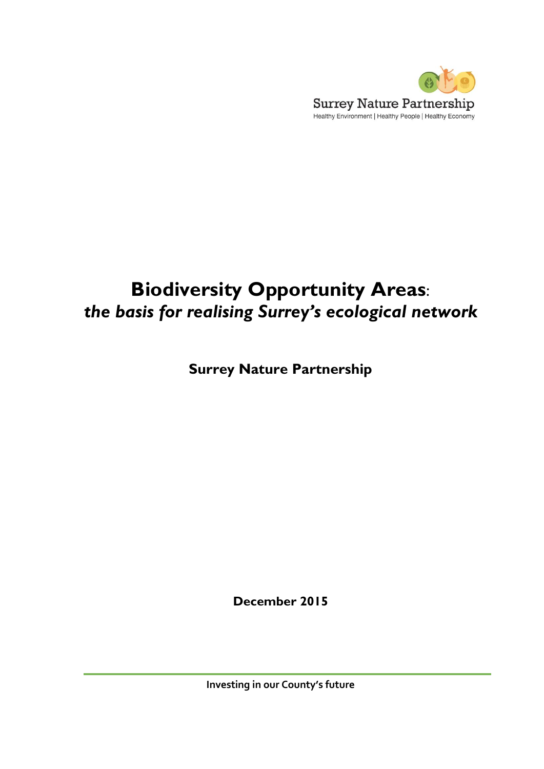Surrey Nature Partnership

Healthy Environment | Healthy People | Healthy Economy

# Biodiversity Opportunity Areas: *the basis for realising Surrey's ecological network*

**Surrey Nature Partnership**

**December 2015**

**Investing in our County's future**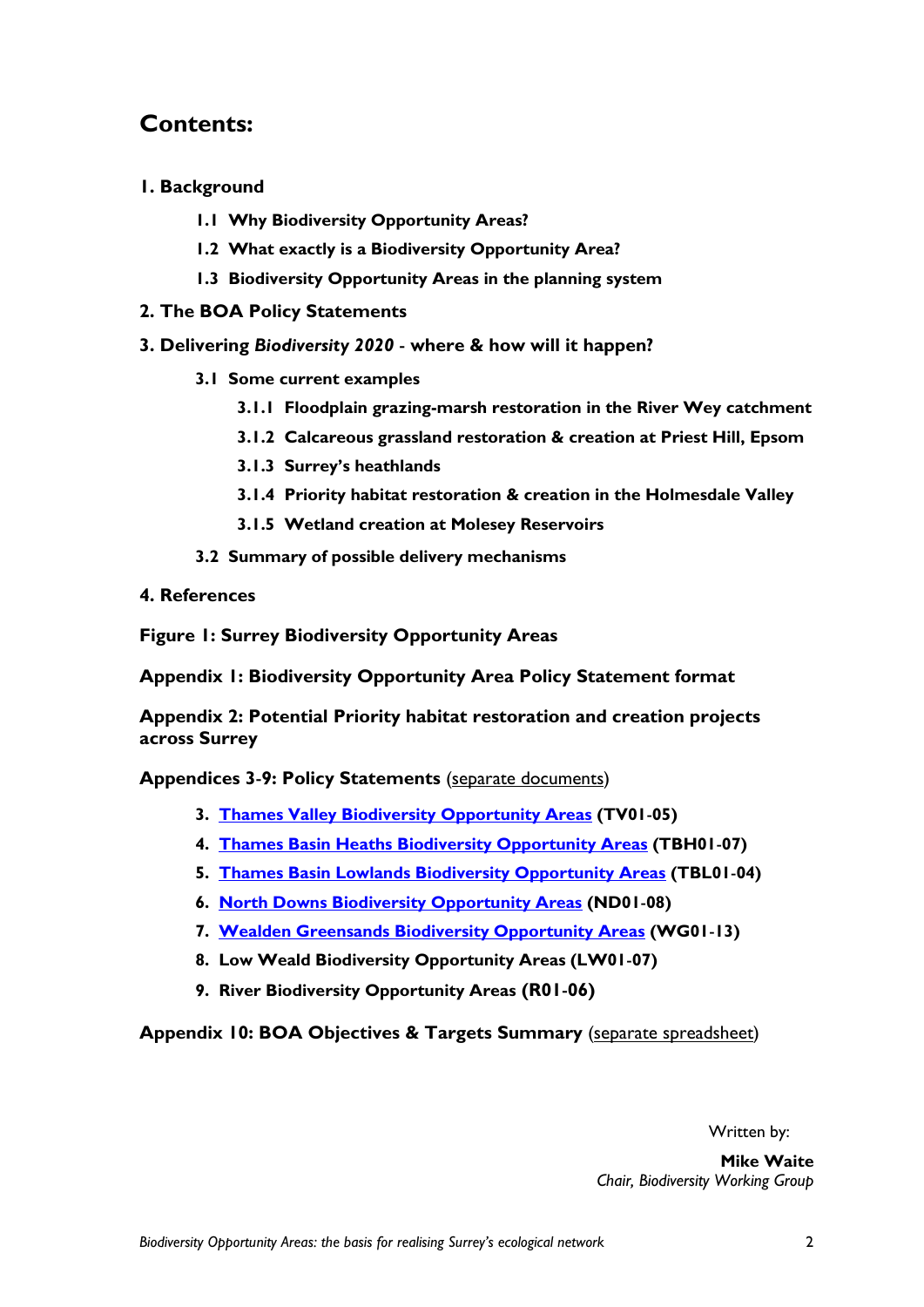# Contents:

**1. Background**

- **1.1 Why Biodiversity Opportunity Areas?**
- **1.2 What exactly is a Biodiversity Opportunity Area?**
- **1.3 Biodiversity Opportunity Areas in the planning system**

**2. The BOA Policy Statements**

**3. Delivering *Biodiversity 2020* - where & how will it happen?**

- **3.1 Some current examples**
  - **3.1.1 Floodplain grazing-marsh restoration in the River Wey catchment**
  - **3.1.2 Calcareous grassland restoration & creation at Priest Hill, Epsom**
  - **3.1.3 Surrey's heathlands**
  - **3.1.4 Priority habitat restoration & creation in the Holmesdale Valley**
  - **3.1.5 Wetland creation at Molesey Reservoirs**
- **3.2 Summary of possible delivery mechanisms**

**4. References**

**Figure 1: Surrey Biodiversity Opportunity Areas**

**Appendix 1: Biodiversity Opportunity Area Policy Statement format**

**Appendix 2: Potential Priority habitat restoration and creation projects across Surrey**

**Appendices 3-9: Policy Statements** (separate documents)

3. **Thames Valley Biodiversity Opportunity Areas (TV01-05)**
4. **Thames Basin Heaths Biodiversity Opportunity Areas (TBH01-07)**
5. **Thames Basin Lowlands Biodiversity Opportunity Areas (TBL01-04)**
6. **North Downs Biodiversity Opportunity Areas (ND01-08)**
7. **Wealden Greensands Biodiversity Opportunity Areas (WG01-13)**
8. **Low Weald Biodiversity Opportunity Areas (LW01-07)**
9. **River Biodiversity Opportunity Areas (R01-06)**

**Appendix 10: BOA Objectives & Targets Summary** (separate spreadsheet)

Written by:

**Mike Waite**
*Chair, Biodiversity Working Group*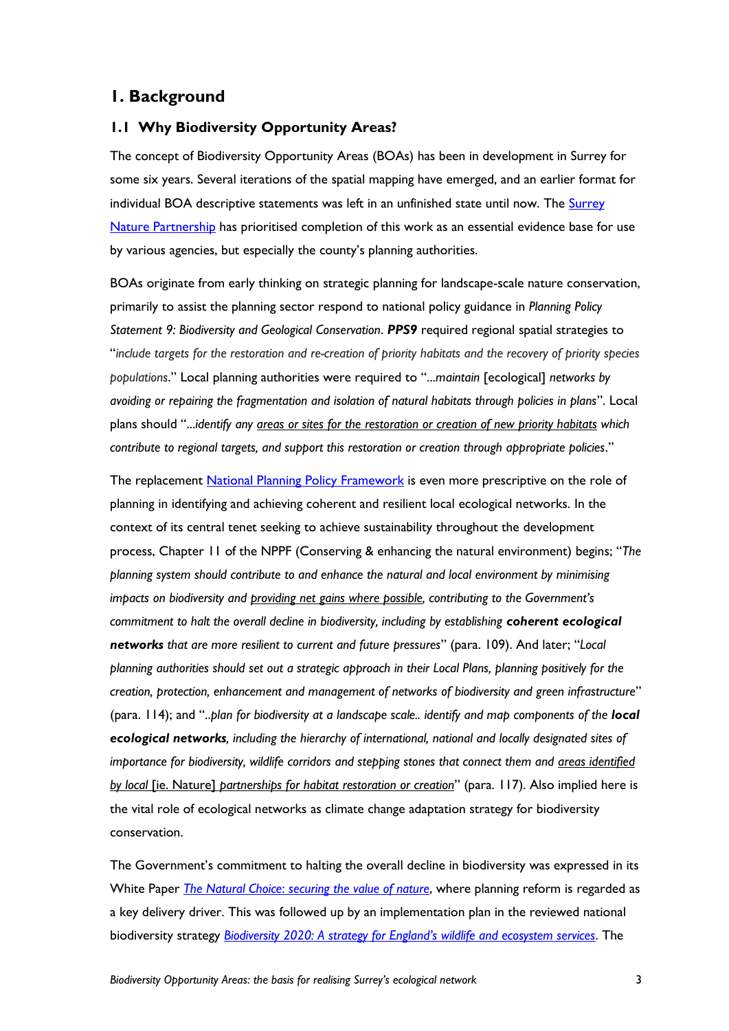## 1. Background

### 1.1 Why Biodiversity Opportunity Areas?

The concept of Biodiversity Opportunity Areas (BOAs) has been in development in Surrey for some six years. Several iterations of the spatial mapping have emerged, and an earlier format for individual BOA descriptive statements was left in an unfinished state until now. The [Surrey Nature Partnership] has prioritised completion of this work as an essential evidence base for use by various agencies, but especially the county's planning authorities.

BOAs originate from early thinking on strategic planning for landscape-scale nature conservation, primarily to assist the planning sector respond to national policy guidance in *Planning Policy Statement 9: Biodiversity and Geological Conservation*. ***PPS9*** required regional spatial strategies to "*include targets for the restoration and re-creation of priority habitats and the recovery of priority species populations*." Local planning authorities were required to "*...maintain* [ecological] *networks by avoiding or repairing the fragmentation and isolation of natural habitats through policies in plans*". Local plans should "*...identify any areas or sites for the restoration or creation of new priority habitats which contribute to regional targets, and support this restoration or creation through appropriate policies*."

The replacement [National Planning Policy Framework] is even more prescriptive on the role of planning in identifying and achieving coherent and resilient local ecological networks. In the context of its central tenet seeking to achieve sustainability throughout the development process, Chapter 11 of the NPPF (Conserving & enhancing the natural environment) begins; "*The planning system should contribute to and enhance the natural and local environment by minimising impacts on biodiversity and providing net gains where possible, contributing to the Government's commitment to halt the overall decline in biodiversity, including by establishing **coherent ecological networks** that are more resilient to current and future pressures*" (para. 109). And later; "*Local planning authorities should set out a strategic approach in their Local Plans, planning positively for the creation, protection, enhancement and management of networks of biodiversity and green infrastructure*" (para. 114); and "*..plan for biodiversity at a landscape scale.. identify and map components of the **local ecological networks**, including the hierarchy of international, national and locally designated sites of importance for biodiversity, wildlife corridors and stepping stones that connect them and areas identified by local* [ie. Nature] *partnerships for habitat restoration or creation*" (para. 117). Also implied here is the vital role of ecological networks as climate change adaptation strategy for biodiversity conservation.

The Government's commitment to halting the overall decline in biodiversity was expressed in its White Paper [*The Natural Choice: securing the value of nature*], where planning reform is regarded as a key delivery driver. This was followed up by an implementation plan in the reviewed national biodiversity strategy [*Biodiversity 2020: A strategy for England's wildlife and ecosystem services*]. The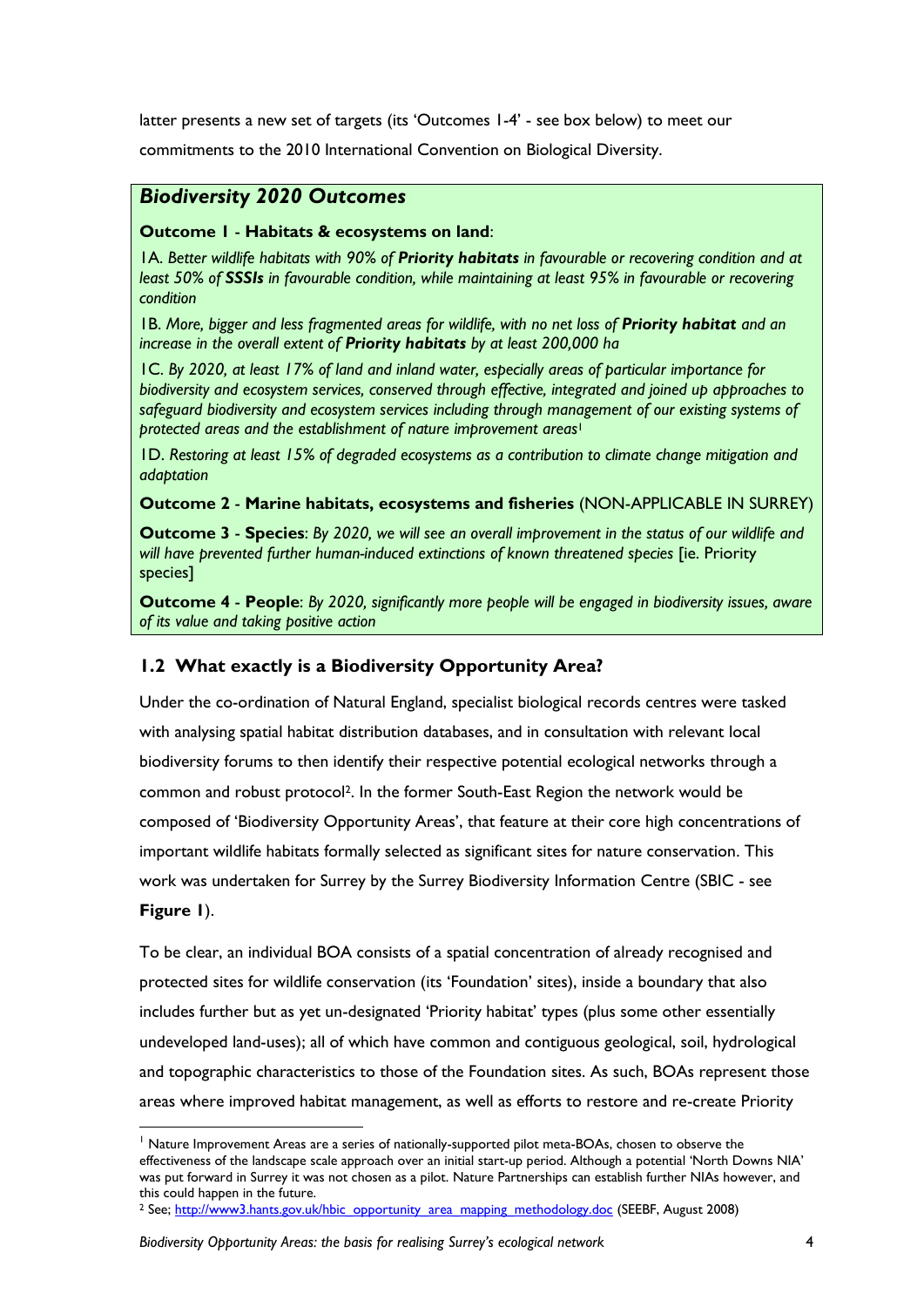latter presents a new set of targets (its 'Outcomes 1-4' - see box below) to meet our commitments to the 2010 International Convention on Biological Diversity.

### *Biodiversity 2020 Outcomes*

**Outcome 1** - **Habitats & ecosystems on land**:

1A. *Better wildlife habitats with 90% of* ***Priority habitats*** *in favourable or recovering condition and at least 50% of* ***SSSIs*** *in favourable condition, while maintaining at least 95% in favourable or recovering condition*

1B. *More, bigger and less fragmented areas for wildlife, with no net loss of* ***Priority habitat*** *and an increase in the overall extent of* ***Priority habitats*** *by at least 200,000 ha*

1C. *By 2020, at least 17% of land and inland water, especially areas of particular importance for biodiversity and ecosystem services, conserved through effective, integrated and joined up approaches to safeguard biodiversity and ecosystem services including through management of our existing systems of protected areas and the establishment of nature improvement areas*[1]

1D. *Restoring at least 15% of degraded ecosystems as a contribution to climate change mitigation and adaptation*

**Outcome 2** - **Marine habitats, ecosystems and fisheries** (NON-APPLICABLE IN SURREY)

**Outcome 3** - **Species**: *By 2020, we will see an overall improvement in the status of our wildlife and will have prevented further human-induced extinctions of known threatened species* [ie. Priority species]

**Outcome 4** - **People**: *By 2020, significantly more people will be engaged in biodiversity issues, aware of its value and taking positive action*

## 1.2 What exactly is a Biodiversity Opportunity Area?

Under the co-ordination of Natural England, specialist biological records centres were tasked with analysing spatial habitat distribution databases, and in consultation with relevant local biodiversity forums to then identify their respective potential ecological networks through a common and robust protocol[2]. In the former South-East Region the network would be composed of 'Biodiversity Opportunity Areas', that feature at their core high concentrations of important wildlife habitats formally selected as significant sites for nature conservation. This work was undertaken for Surrey by the Surrey Biodiversity Information Centre (SBIC - see **Figure 1**).

To be clear, an individual BOA consists of a spatial concentration of already recognised and protected sites for wildlife conservation (its 'Foundation' sites), inside a boundary that also includes further but as yet un-designated 'Priority habitat' types (plus some other essentially undeveloped land-uses); all of which have common and contiguous geological, soil, hydrological and topographic characteristics to those of the Foundation sites. As such, BOAs represent those areas where improved habitat management, as well as efforts to restore and re-create Priority

---

[1] Nature Improvement Areas are a series of nationally-supported pilot meta-BOAs, chosen to observe the effectiveness of the landscape scale approach over an initial start-up period. Although a potential 'North Downs NIA' was put forward in Surrey it was not chosen as a pilot. Nature Partnerships can establish further NIAs however, and this could happen in the future.

[2] See; http://www3.hants.gov.uk/hbic_opportunity_area_mapping_methodology.doc (SEEBF, August 2008)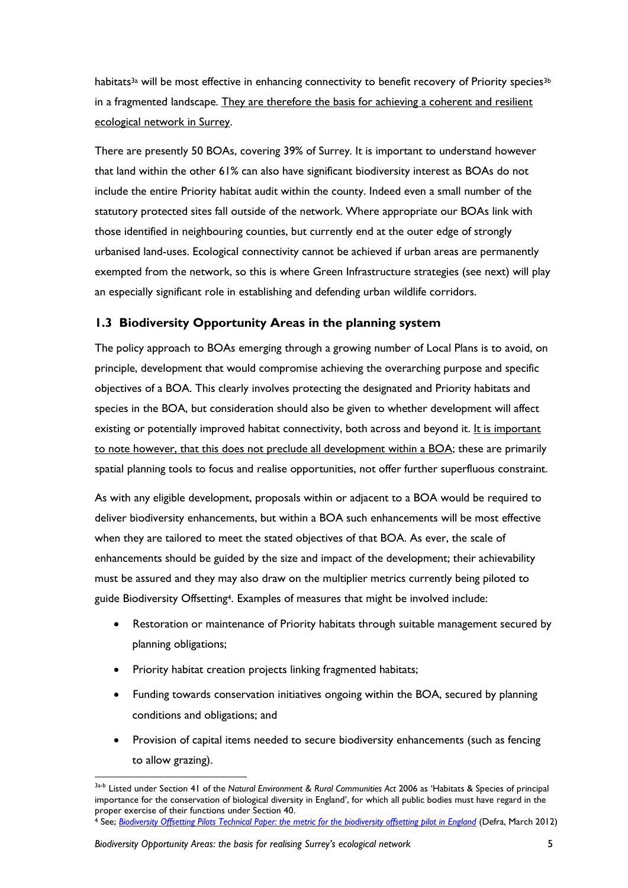habitats[3a] will be most effective in enhancing connectivity to benefit recovery of Priority species[3b] in a fragmented landscape. They are therefore the basis for achieving a coherent and resilient ecological network in Surrey.

There are presently 50 BOAs, covering 39% of Surrey. It is important to understand however that land within the other 61% can also have significant biodiversity interest as BOAs do not include the entire Priority habitat audit within the county. Indeed even a small number of the statutory protected sites fall outside of the network. Where appropriate our BOAs link with those identified in neighbouring counties, but currently end at the outer edge of strongly urbanised land-uses. Ecological connectivity cannot be achieved if urban areas are permanently exempted from the network, so this is where Green Infrastructure strategies (see next) will play an especially significant role in establishing and defending urban wildlife corridors.

## 1.3 Biodiversity Opportunity Areas in the planning system

The policy approach to BOAs emerging through a growing number of Local Plans is to avoid, on principle, development that would compromise achieving the overarching purpose and specific objectives of a BOA. This clearly involves protecting the designated and Priority habitats and species in the BOA, but consideration should also be given to whether development will affect existing or potentially improved habitat connectivity, both across and beyond it. It is important to note however, that this does not preclude all development within a BOA; these are primarily spatial planning tools to focus and realise opportunities, not offer further superfluous constraint.

As with any eligible development, proposals within or adjacent to a BOA would be required to deliver biodiversity enhancements, but within a BOA such enhancements will be most effective when they are tailored to meet the stated objectives of that BOA. As ever, the scale of enhancements should be guided by the size and impact of the development; their achievability must be assured and they may also draw on the multiplier metrics currently being piloted to guide Biodiversity Offsetting[4]. Examples of measures that might be involved include:

- Restoration or maintenance of Priority habitats through suitable management secured by planning obligations;
- Priority habitat creation projects linking fragmented habitats;
- Funding towards conservation initiatives ongoing within the BOA, secured by planning conditions and obligations; and
- Provision of capital items needed to secure biodiversity enhancements (such as fencing to allow grazing).

---

[3a-b] Listed under Section 41 of the *Natural Environment & Rural Communities Act* 2006 as 'Habitats & Species of principal importance for the conservation of biological diversity in England', for which all public bodies must have regard in the proper exercise of their functions under Section 40.

[4] See; *Biodiversity Offsetting Pilots Technical Paper: the metric for the biodiversity offsetting pilot in England* (Defra, March 2012)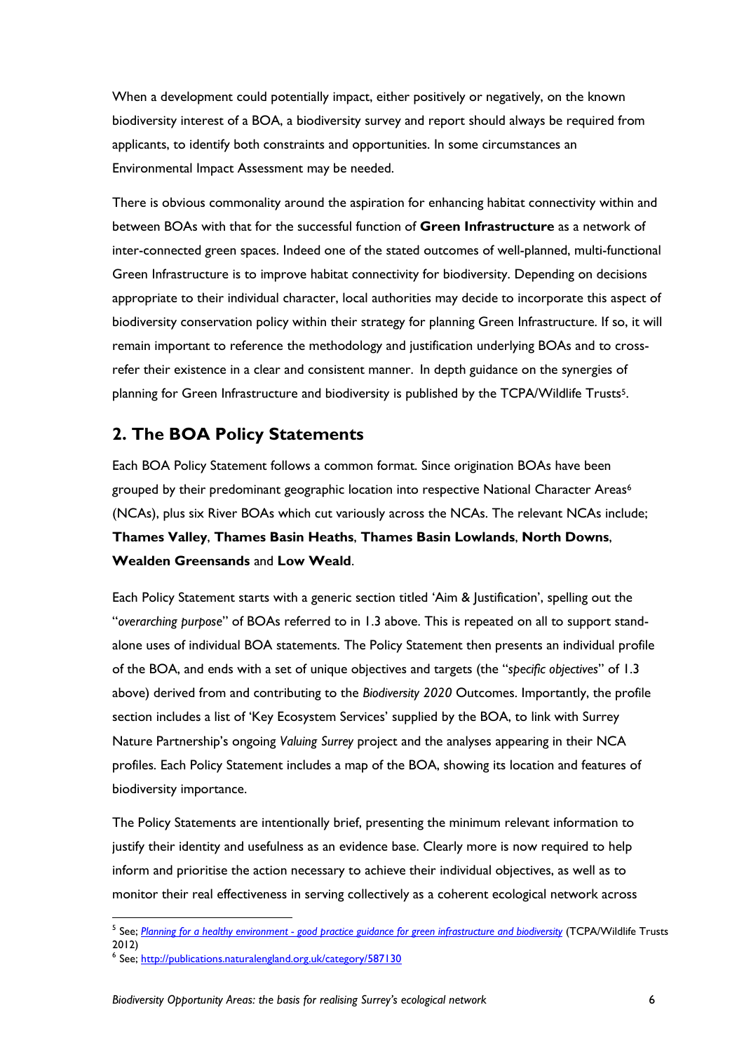When a development could potentially impact, either positively or negatively, on the known biodiversity interest of a BOA, a biodiversity survey and report should always be required from applicants, to identify both constraints and opportunities. In some circumstances an Environmental Impact Assessment may be needed.

There is obvious commonality around the aspiration for enhancing habitat connectivity within and between BOAs with that for the successful function of **Green Infrastructure** as a network of inter-connected green spaces. Indeed one of the stated outcomes of well-planned, multi-functional Green Infrastructure is to improve habitat connectivity for biodiversity. Depending on decisions appropriate to their individual character, local authorities may decide to incorporate this aspect of biodiversity conservation policy within their strategy for planning Green Infrastructure. If so, it will remain important to reference the methodology and justification underlying BOAs and to cross-refer their existence in a clear and consistent manner. In depth guidance on the synergies of planning for Green Infrastructure and biodiversity is published by the TCPA/Wildlife Trusts[5].

## 2. The BOA Policy Statements

Each BOA Policy Statement follows a common format. Since origination BOAs have been grouped by their predominant geographic location into respective National Character Areas[6] (NCAs), plus six River BOAs which cut variously across the NCAs. The relevant NCAs include; **Thames Valley**, **Thames Basin Heaths**, **Thames Basin Lowlands**, **North Downs**, **Wealden Greensands** and **Low Weald**.

Each Policy Statement starts with a generic section titled 'Aim & Justification', spelling out the "*overarching purpose*" of BOAs referred to in 1.3 above. This is repeated on all to support stand-alone uses of individual BOA statements. The Policy Statement then presents an individual profile of the BOA, and ends with a set of unique objectives and targets (the "*specific objectives*" of 1.3 above) derived from and contributing to the *Biodiversity 2020* Outcomes. Importantly, the profile section includes a list of 'Key Ecosystem Services' supplied by the BOA, to link with Surrey Nature Partnership's ongoing *Valuing Surrey* project and the analyses appearing in their NCA profiles. Each Policy Statement includes a map of the BOA, showing its location and features of biodiversity importance.

The Policy Statements are intentionally brief, presenting the minimum relevant information to justify their identity and usefulness as an evidence base. Clearly more is now required to help inform and prioritise the action necessary to achieve their individual objectives, as well as to monitor their real effectiveness in serving collectively as a coherent ecological network across

---

[5] See; *Planning for a healthy environment - good practice guidance for green infrastructure and biodiversity* (TCPA/Wildlife Trusts 2012)

[6] See; http://publications.naturalengland.org.uk/category/587130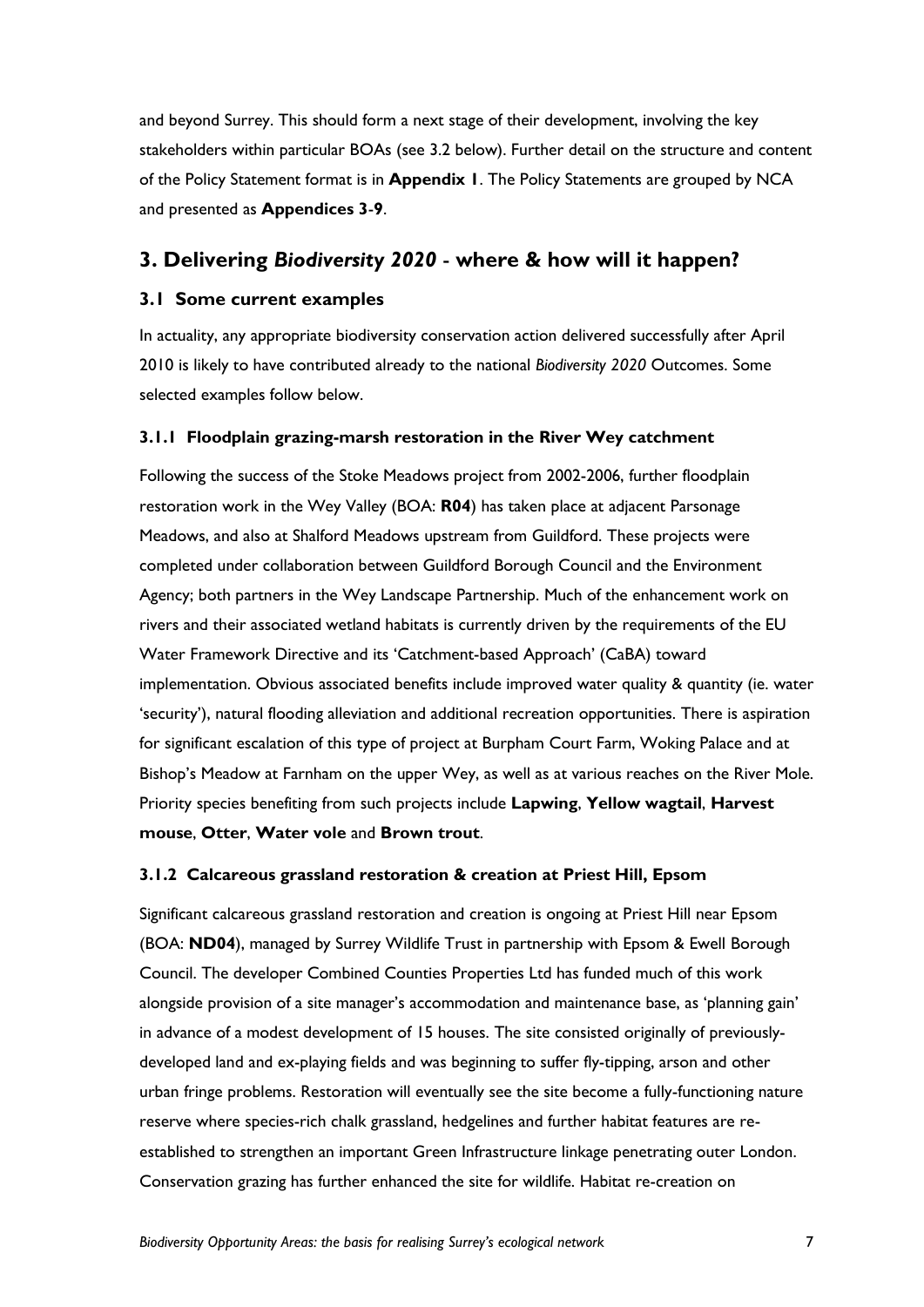and beyond Surrey. This should form a next stage of their development, involving the key stakeholders within particular BOAs (see 3.2 below). Further detail on the structure and content of the Policy Statement format is in **Appendix 1**. The Policy Statements are grouped by NCA and presented as **Appendices 3-9**.

## 3. Delivering *Biodiversity 2020* - where & how will it happen?

### 3.1 Some current examples

In actuality, any appropriate biodiversity conservation action delivered successfully after April 2010 is likely to have contributed already to the national *Biodiversity 2020* Outcomes. Some selected examples follow below.

#### 3.1.1 Floodplain grazing-marsh restoration in the River Wey catchment

Following the success of the Stoke Meadows project from 2002-2006, further floodplain restoration work in the Wey Valley (BOA: **R04**) has taken place at adjacent Parsonage Meadows, and also at Shalford Meadows upstream from Guildford. These projects were completed under collaboration between Guildford Borough Council and the Environment Agency; both partners in the Wey Landscape Partnership. Much of the enhancement work on rivers and their associated wetland habitats is currently driven by the requirements of the EU Water Framework Directive and its 'Catchment-based Approach' (CaBA) toward implementation. Obvious associated benefits include improved water quality & quantity (ie. water 'security'), natural flooding alleviation and additional recreation opportunities. There is aspiration for significant escalation of this type of project at Burpham Court Farm, Woking Palace and at Bishop's Meadow at Farnham on the upper Wey, as well as at various reaches on the River Mole. Priority species benefiting from such projects include **Lapwing**, **Yellow wagtail**, **Harvest mouse**, **Otter**, **Water vole** and **Brown trout**.

#### 3.1.2 Calcareous grassland restoration & creation at Priest Hill, Epsom

Significant calcareous grassland restoration and creation is ongoing at Priest Hill near Epsom (BOA: **ND04**), managed by Surrey Wildlife Trust in partnership with Epsom & Ewell Borough Council. The developer Combined Counties Properties Ltd has funded much of this work alongside provision of a site manager's accommodation and maintenance base, as 'planning gain' in advance of a modest development of 15 houses. The site consisted originally of previously-developed land and ex-playing fields and was beginning to suffer fly-tipping, arson and other urban fringe problems. Restoration will eventually see the site become a fully-functioning nature reserve where species-rich chalk grassland, hedgelines and further habitat features are re-established to strengthen an important Green Infrastructure linkage penetrating outer London. Conservation grazing has further enhanced the site for wildlife. Habitat re-creation on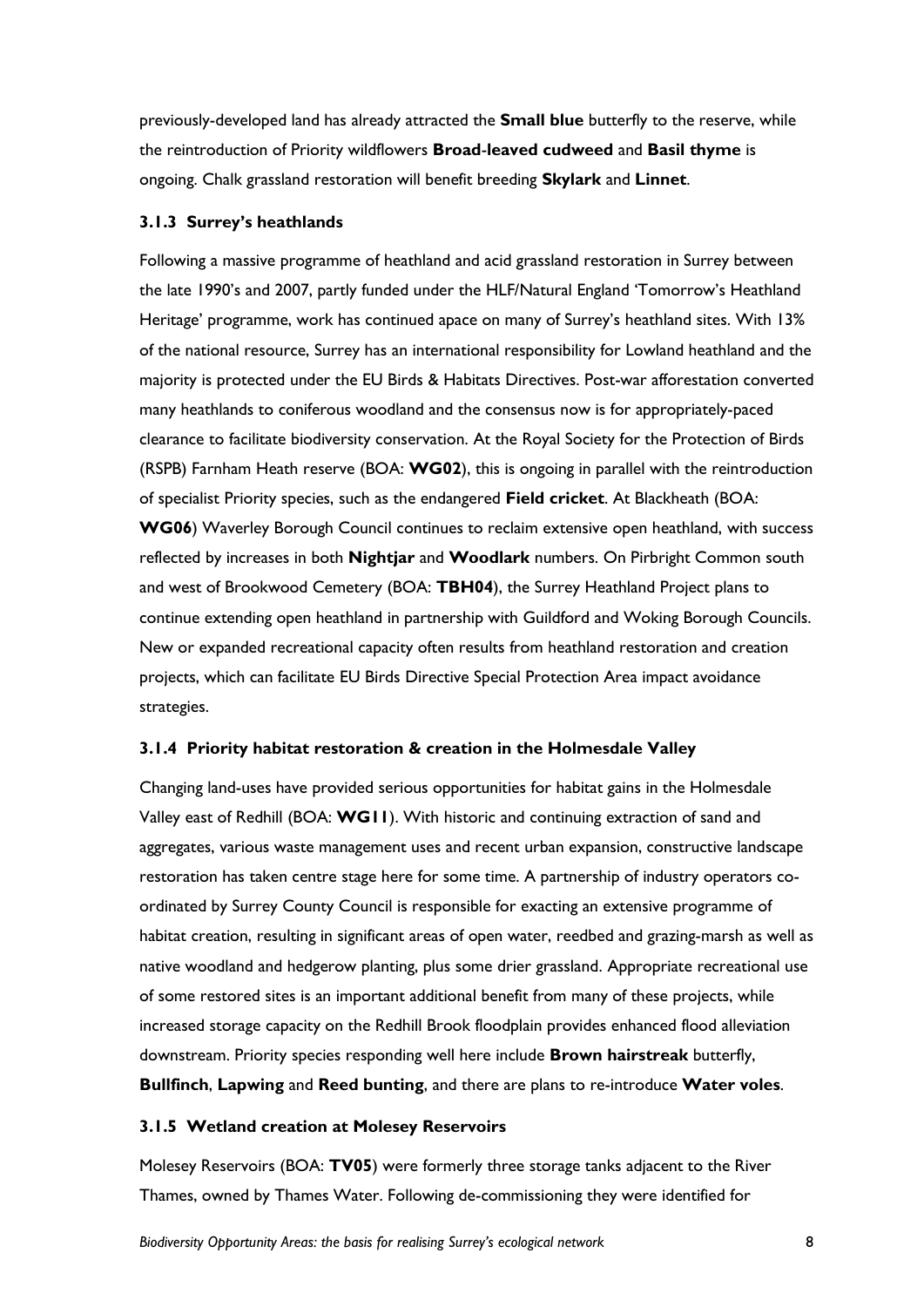previously-developed land has already attracted the **Small blue** butterfly to the reserve, while the reintroduction of Priority wildflowers **Broad-leaved cudweed** and **Basil thyme** is ongoing. Chalk grassland restoration will benefit breeding **Skylark** and **Linnet**.

### 3.1.3 Surrey's heathlands

Following a massive programme of heathland and acid grassland restoration in Surrey between the late 1990's and 2007, partly funded under the HLF/Natural England 'Tomorrow's Heathland Heritage' programme, work has continued apace on many of Surrey's heathland sites. With 13% of the national resource, Surrey has an international responsibility for Lowland heathland and the majority is protected under the EU Birds & Habitats Directives. Post-war afforestation converted many heathlands to coniferous woodland and the consensus now is for appropriately-paced clearance to facilitate biodiversity conservation. At the Royal Society for the Protection of Birds (RSPB) Farnham Heath reserve (BOA: **WG02**), this is ongoing in parallel with the reintroduction of specialist Priority species, such as the endangered **Field cricket**. At Blackheath (BOA: **WG06**) Waverley Borough Council continues to reclaim extensive open heathland, with success reflected by increases in both **Nightjar** and **Woodlark** numbers. On Pirbright Common south and west of Brookwood Cemetery (BOA: **TBH04**), the Surrey Heathland Project plans to continue extending open heathland in partnership with Guildford and Woking Borough Councils. New or expanded recreational capacity often results from heathland restoration and creation projects, which can facilitate EU Birds Directive Special Protection Area impact avoidance strategies.

### 3.1.4 Priority habitat restoration & creation in the Holmesdale Valley

Changing land-uses have provided serious opportunities for habitat gains in the Holmesdale Valley east of Redhill (BOA: **WG11**). With historic and continuing extraction of sand and aggregates, various waste management uses and recent urban expansion, constructive landscape restoration has taken centre stage here for some time. A partnership of industry operators co-ordinated by Surrey County Council is responsible for exacting an extensive programme of habitat creation, resulting in significant areas of open water, reedbed and grazing-marsh as well as native woodland and hedgerow planting, plus some drier grassland. Appropriate recreational use of some restored sites is an important additional benefit from many of these projects, while increased storage capacity on the Redhill Brook floodplain provides enhanced flood alleviation downstream. Priority species responding well here include **Brown hairstreak** butterfly, **Bullfinch**, **Lapwing** and **Reed bunting**, and there are plans to re-introduce **Water voles**.

### 3.1.5 Wetland creation at Molesey Reservoirs

Molesey Reservoirs (BOA: **TV05**) were formerly three storage tanks adjacent to the River Thames, owned by Thames Water. Following de-commissioning they were identified for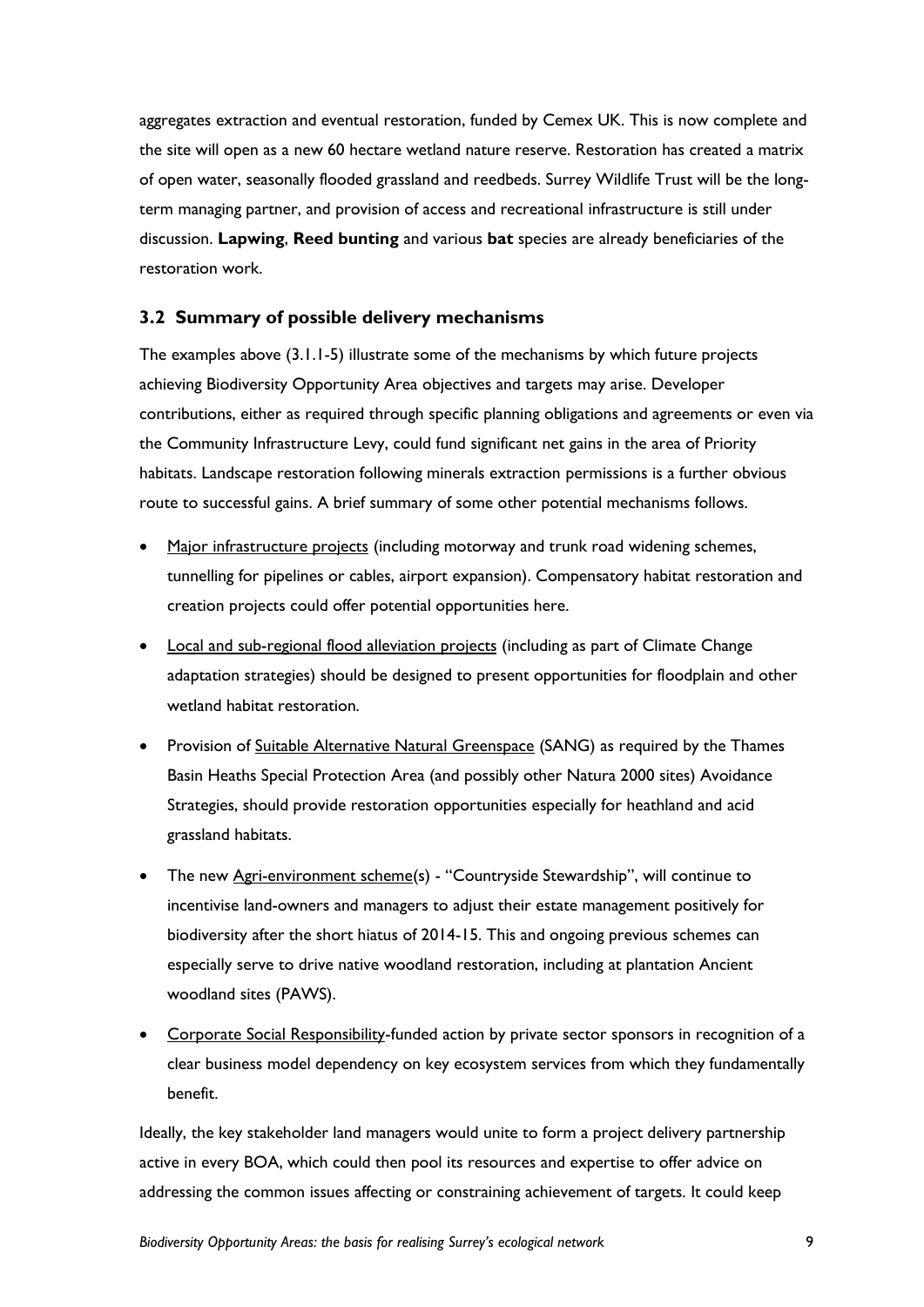aggregates extraction and eventual restoration, funded by Cemex UK. This is now complete and the site will open as a new 60 hectare wetland nature reserve. Restoration has created a matrix of open water, seasonally flooded grassland and reedbeds. Surrey Wildlife Trust will be the long-term managing partner, and provision of access and recreational infrastructure is still under discussion. **Lapwing**, **Reed bunting** and various **bat** species are already beneficiaries of the restoration work.

## 3.2 Summary of possible delivery mechanisms

The examples above (3.1.1-5) illustrate some of the mechanisms by which future projects achieving Biodiversity Opportunity Area objectives and targets may arise. Developer contributions, either as required through specific planning obligations and agreements or even via the Community Infrastructure Levy, could fund significant net gains in the area of Priority habitats. Landscape restoration following minerals extraction permissions is a further obvious route to successful gains. A brief summary of some other potential mechanisms follows.

- Major infrastructure projects (including motorway and trunk road widening schemes, tunnelling for pipelines or cables, airport expansion). Compensatory habitat restoration and creation projects could offer potential opportunities here.
- Local and sub-regional flood alleviation projects (including as part of Climate Change adaptation strategies) should be designed to present opportunities for floodplain and other wetland habitat restoration.
- Provision of Suitable Alternative Natural Greenspace (SANG) as required by the Thames Basin Heaths Special Protection Area (and possibly other Natura 2000 sites) Avoidance Strategies, should provide restoration opportunities especially for heathland and acid grassland habitats.
- The new Agri-environment scheme(s) - "Countryside Stewardship", will continue to incentivise land-owners and managers to adjust their estate management positively for biodiversity after the short hiatus of 2014-15. This and ongoing previous schemes can especially serve to drive native woodland restoration, including at plantation Ancient woodland sites (PAWS).
- Corporate Social Responsibility-funded action by private sector sponsors in recognition of a clear business model dependency on key ecosystem services from which they fundamentally benefit.

Ideally, the key stakeholder land managers would unite to form a project delivery partnership active in every BOA, which could then pool its resources and expertise to offer advice on addressing the common issues affecting or constraining achievement of targets. It could keep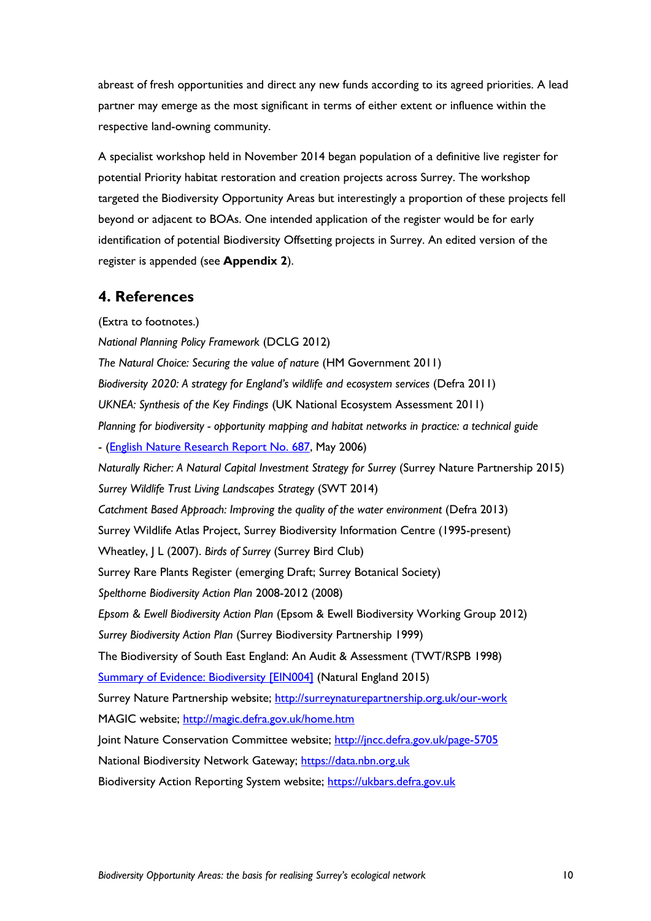abreast of fresh opportunities and direct any new funds according to its agreed priorities. A lead partner may emerge as the most significant in terms of either extent or influence within the respective land-owning community.

A specialist workshop held in November 2014 began population of a definitive live register for potential Priority habitat restoration and creation projects across Surrey. The workshop targeted the Biodiversity Opportunity Areas but interestingly a proportion of these projects fell beyond or adjacent to BOAs. One intended application of the register would be for early identification of potential Biodiversity Offsetting projects in Surrey. An edited version of the register is appended (see **Appendix 2**).

## 4. References

(Extra to footnotes.)

*National Planning Policy Framework* (DCLG 2012)

*The Natural Choice: Securing the value of nature* (HM Government 2011)

*Biodiversity 2020: A strategy for England's wildlife and ecosystem services* (Defra 2011)

*UKNEA: Synthesis of the Key Findings* (UK National Ecosystem Assessment 2011)

*Planning for biodiversity - opportunity mapping and habitat networks in practice: a technical guide* - (English Nature Research Report No. 687, May 2006)

*Naturally Richer: A Natural Capital Investment Strategy for Surrey* (Surrey Nature Partnership 2015)

*Surrey Wildlife Trust Living Landscapes Strategy* (SWT 2014)

*Catchment Based Approach: Improving the quality of the water environment* (Defra 2013)

Surrey Wildlife Atlas Project, Surrey Biodiversity Information Centre (1995-present)

Wheatley, J L (2007). *Birds of Surrey* (Surrey Bird Club)

Surrey Rare Plants Register (emerging Draft; Surrey Botanical Society)

*Spelthorne Biodiversity Action Plan* 2008-2012 (2008)

*Epsom & Ewell Biodiversity Action Plan* (Epsom & Ewell Biodiversity Working Group 2012)

*Surrey Biodiversity Action Plan* (Surrey Biodiversity Partnership 1999)

The Biodiversity of South East England: An Audit & Assessment (TWT/RSPB 1998)

Summary of Evidence: Biodiversity [EIN004] (Natural England 2015)

Surrey Nature Partnership website; http://surreynaturepartnership.org.uk/our-work

MAGIC website; http://magic.defra.gov.uk/home.htm

Joint Nature Conservation Committee website; http://jncc.defra.gov.uk/page-5705

National Biodiversity Network Gateway; https://data.nbn.org.uk

Biodiversity Action Reporting System website; https://ukbars.defra.gov.uk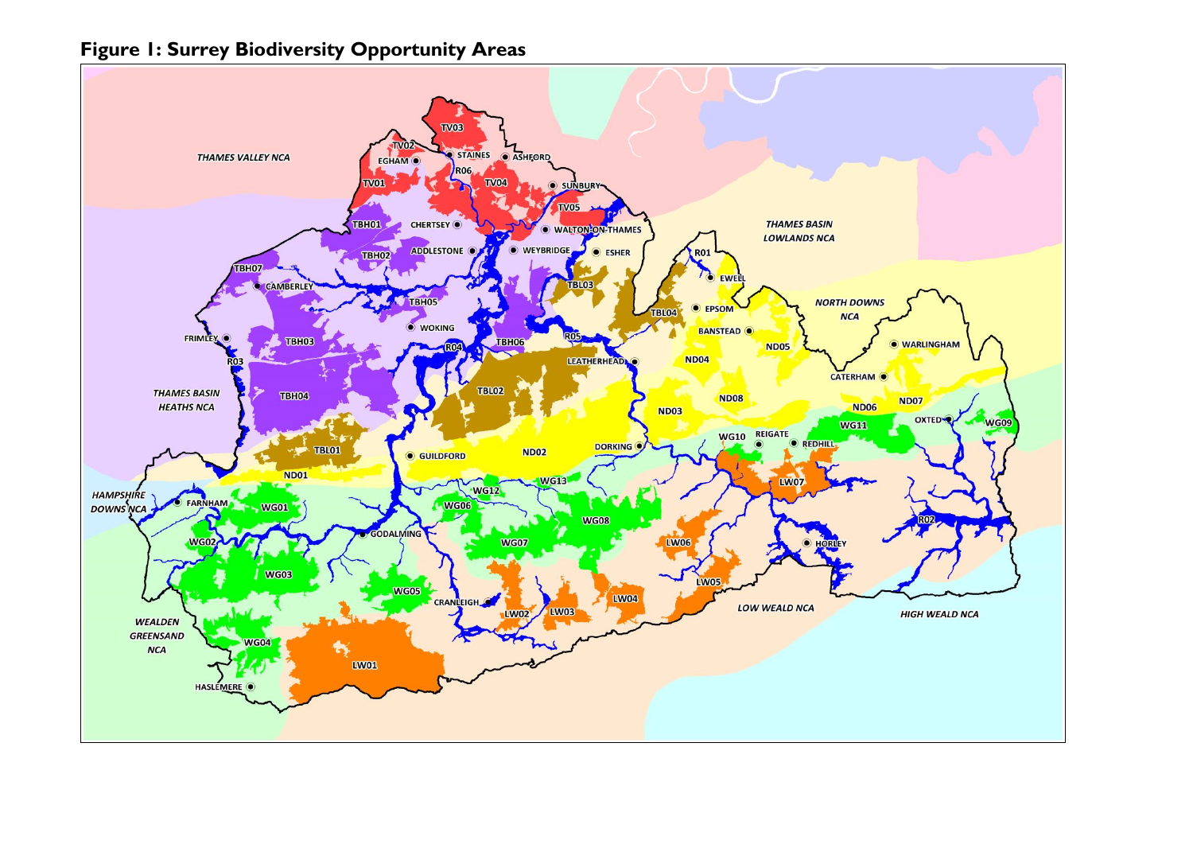**Figure 1: Surrey Biodiversity Opportunity Areas**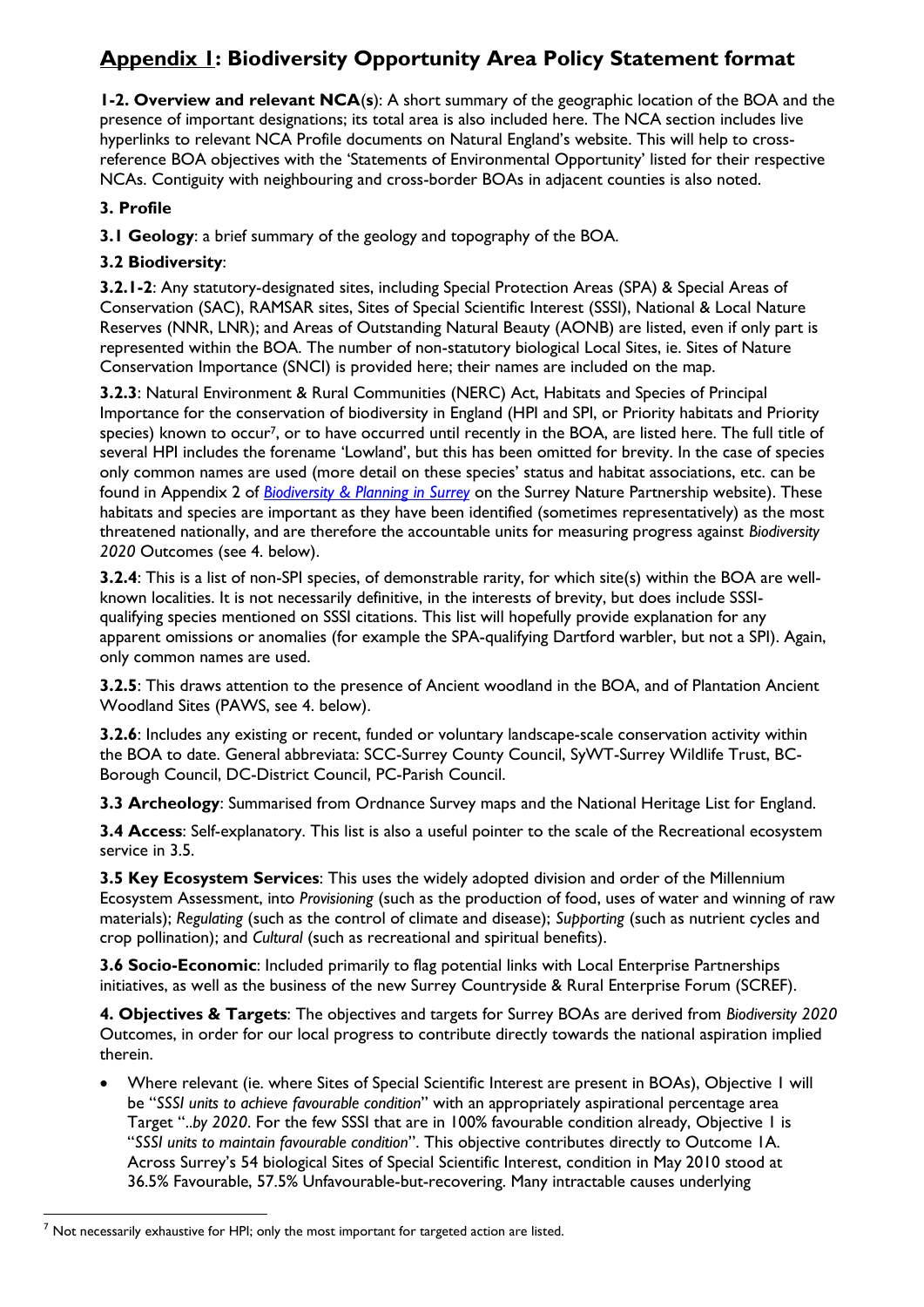# Appendix 1: Biodiversity Opportunity Area Policy Statement format

**1-2. Overview and relevant NCA(s)**: A short summary of the geographic location of the BOA and the presence of important designations; its total area is also included here. The NCA section includes live hyperlinks to relevant NCA Profile documents on Natural England's website. This will help to cross-reference BOA objectives with the 'Statements of Environmental Opportunity' listed for their respective NCAs. Contiguity with neighbouring and cross-border BOAs in adjacent counties is also noted.

**3. Profile**

**3.1 Geology**: a brief summary of the geology and topography of the BOA.

**3.2 Biodiversity**:

**3.2.1-2**: Any statutory-designated sites, including Special Protection Areas (SPA) & Special Areas of Conservation (SAC), RAMSAR sites, Sites of Special Scientific Interest (SSSI), National & Local Nature Reserves (NNR, LNR); and Areas of Outstanding Natural Beauty (AONB) are listed, even if only part is represented within the BOA. The number of non-statutory biological Local Sites, ie. Sites of Nature Conservation Importance (SNCI) is provided here; their names are included on the map.

**3.2.3**: Natural Environment & Rural Communities (NERC) Act, Habitats and Species of Principal Importance for the conservation of biodiversity in England (HPI and SPI, or Priority habitats and Priority species) known to occur[7], or to have occurred until recently in the BOA, are listed here. The full title of several HPI includes the forename 'Lowland', but this has been omitted for brevity. In the case of species only common names are used (more detail on these species' status and habitat associations, etc. can be found in Appendix 2 of *Biodiversity & Planning in Surrey* on the Surrey Nature Partnership website). These habitats and species are important as they have been identified (sometimes representatively) as the most threatened nationally, and are therefore the accountable units for measuring progress against *Biodiversity 2020* Outcomes (see 4. below).

**3.2.4**: This is a list of non-SPI species, of demonstrable rarity, for which site(s) within the BOA are well-known localities. It is not necessarily definitive, in the interests of brevity, but does include SSSI-qualifying species mentioned on SSSI citations. This list will hopefully provide explanation for any apparent omissions or anomalies (for example the SPA-qualifying Dartford warbler, but not a SPI). Again, only common names are used.

**3.2.5**: This draws attention to the presence of Ancient woodland in the BOA, and of Plantation Ancient Woodland Sites (PAWS, see 4. below).

**3.2.6**: Includes any existing or recent, funded or voluntary landscape-scale conservation activity within the BOA to date. General abbreviata: SCC-Surrey County Council, SyWT-Surrey Wildlife Trust, BC-Borough Council, DC-District Council, PC-Parish Council.

**3.3 Archeology**: Summarised from Ordnance Survey maps and the National Heritage List for England.

**3.4 Access**: Self-explanatory. This list is also a useful pointer to the scale of the Recreational ecosystem service in 3.5.

**3.5 Key Ecosystem Services**: This uses the widely adopted division and order of the Millennium Ecosystem Assessment, into *Provisioning* (such as the production of food, uses of water and winning of raw materials); *Regulating* (such as the control of climate and disease); *Supporting* (such as nutrient cycles and crop pollination); and *Cultural* (such as recreational and spiritual benefits).

**3.6 Socio-Economic**: Included primarily to flag potential links with Local Enterprise Partnerships initiatives, as well as the business of the new Surrey Countryside & Rural Enterprise Forum (SCREF).

**4. Objectives & Targets**: The objectives and targets for Surrey BOAs are derived from *Biodiversity 2020* Outcomes, in order for our local progress to contribute directly towards the national aspiration implied therein.

- Where relevant (ie. where Sites of Special Scientific Interest are present in BOAs), Objective 1 will be "*SSSI units to achieve favourable condition*" with an appropriately aspirational percentage area Target "*..by 2020*. For the few SSSI that are in 100% favourable condition already, Objective 1 is "*SSSI units to maintain favourable condition*". This objective contributes directly to Outcome 1A. Across Surrey's 54 biological Sites of Special Scientific Interest, condition in May 2010 stood at 36.5% Favourable, 57.5% Unfavourable-but-recovering. Many intractable causes underlying

[7] Not necessarily exhaustive for HPI; only the most important for targeted action are listed.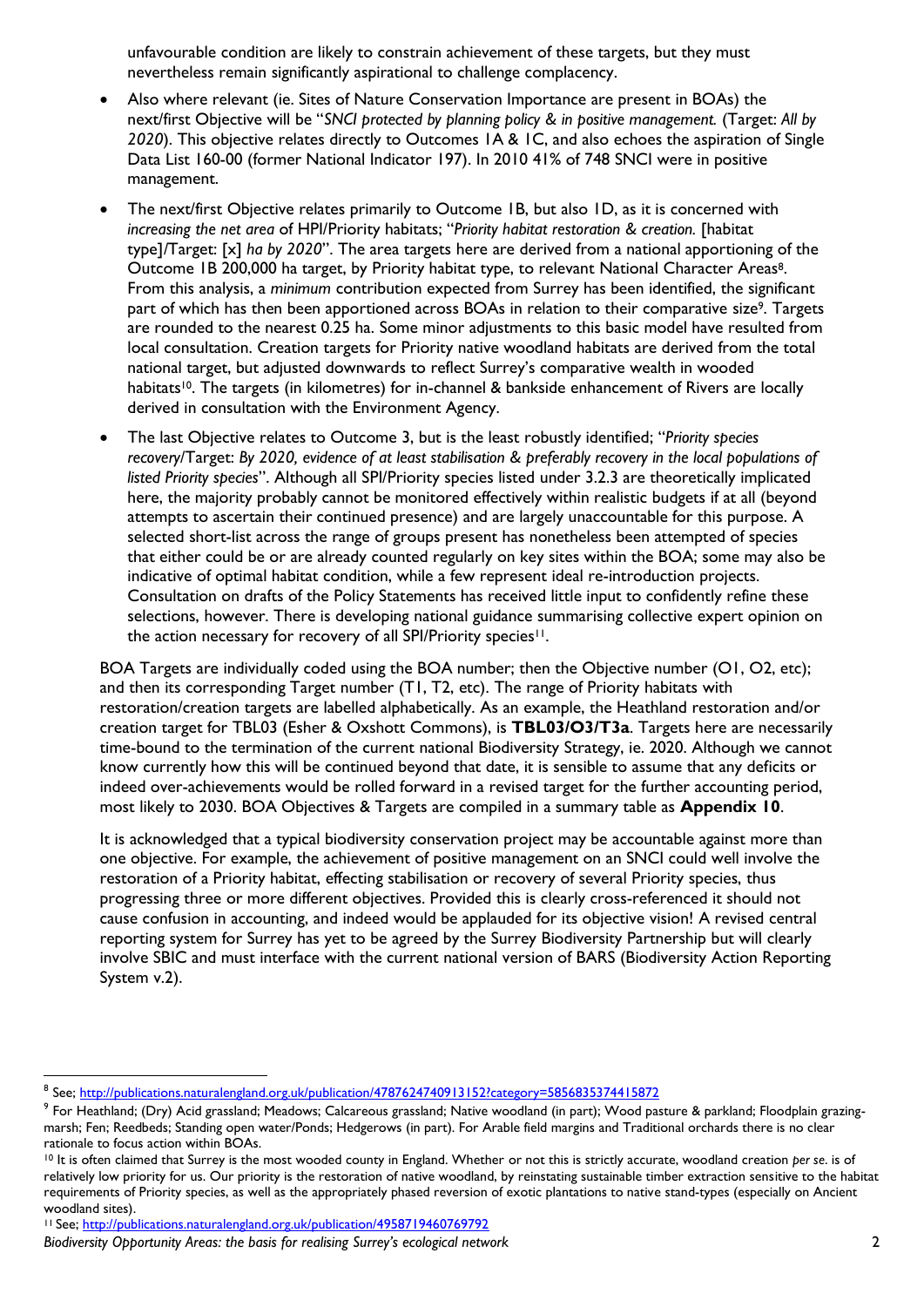unfavourable condition are likely to constrain achievement of these targets, but they must nevertheless remain significantly aspirational to challenge complacency.

- Also where relevant (ie. Sites of Nature Conservation Importance are present in BOAs) the next/first Objective will be "*SNCI protected by planning policy & in positive management.* (Target: *All by 2020*). This objective relates directly to Outcomes 1A & 1C, and also echoes the aspiration of Single Data List 160-00 (former National Indicator 197). In 2010 41% of 748 SNCI were in positive management.
- The next/first Objective relates primarily to Outcome 1B, but also 1D, as it is concerned with *increasing the net area* of HPI/Priority habitats; "*Priority habitat restoration & creation.* [habitat type]/Target: [x] *ha by 2020*". The area targets here are derived from a national apportioning of the Outcome 1B 200,000 ha target, by Priority habitat type, to relevant National Character Areas[8]. From this analysis, a *minimum* contribution expected from Surrey has been identified, the significant part of which has then been apportioned across BOAs in relation to their comparative size[9]. Targets are rounded to the nearest 0.25 ha. Some minor adjustments to this basic model have resulted from local consultation. Creation targets for Priority native woodland habitats are derived from the total national target, but adjusted downwards to reflect Surrey's comparative wealth in wooded habitats[10]. The targets (in kilometres) for in-channel & bankside enhancement of Rivers are locally derived in consultation with the Environment Agency.
- The last Objective relates to Outcome 3, but is the least robustly identified; "*Priority species recovery*/Target: *By 2020, evidence of at least stabilisation & preferably recovery in the local populations of listed Priority species*". Although all SPI/Priority species listed under 3.2.3 are theoretically implicated here, the majority probably cannot be monitored effectively within realistic budgets if at all (beyond attempts to ascertain their continued presence) and are largely unaccountable for this purpose. A selected short-list across the range of groups present has nonetheless been attempted of species that either could be or are already counted regularly on key sites within the BOA; some may also be indicative of optimal habitat condition, while a few represent ideal re-introduction projects. Consultation on drafts of the Policy Statements has received little input to confidently refine these selections, however. There is developing national guidance summarising collective expert opinion on the action necessary for recovery of all SPI/Priority species[11].

BOA Targets are individually coded using the BOA number; then the Objective number (O1, O2, etc); and then its corresponding Target number (T1, T2, etc). The range of Priority habitats with restoration/creation targets are labelled alphabetically. As an example, the Heathland restoration and/or creation target for TBL03 (Esher & Oxshott Commons), is **TBL03/O3/T3a**. Targets here are necessarily time-bound to the termination of the current national Biodiversity Strategy, ie. 2020. Although we cannot know currently how this will be continued beyond that date, it is sensible to assume that any deficits or indeed over-achievements would be rolled forward in a revised target for the further accounting period, most likely to 2030. BOA Objectives & Targets are compiled in a summary table as **Appendix 10**.

It is acknowledged that a typical biodiversity conservation project may be accountable against more than one objective. For example, the achievement of positive management on an SNCI could well involve the restoration of a Priority habitat, effecting stabilisation or recovery of several Priority species, thus progressing three or more different objectives. Provided this is clearly cross-referenced it should not cause confusion in accounting, and indeed would be applauded for its objective vision! A revised central reporting system for Surrey has yet to be agreed by the Surrey Biodiversity Partnership but will clearly involve SBIC and must interface with the current national version of BARS (Biodiversity Action Reporting System v.2).

[8] See; http://publications.naturalengland.org.uk/publication/4787624740913152?category=5856835374415872

[9] For Heathland; (Dry) Acid grassland; Meadows; Calcareous grassland; Native woodland (in part); Wood pasture & parkland; Floodplain grazing-marsh; Fen; Reedbeds; Standing open water/Ponds; Hedgerows (in part). For Arable field margins and Traditional orchards there is no clear rationale to focus action within BOAs.

[10] It is often claimed that Surrey is the most wooded county in England. Whether or not this is strictly accurate, woodland creation *per se.* is of relatively low priority for us. Our priority is the restoration of native woodland, by reinstating sustainable timber extraction sensitive to the habitat requirements of Priority species, as well as the appropriately phased reversion of exotic plantations to native stand-types (especially on Ancient woodland sites).

[11] See; http://publications.naturalengland.org.uk/publication/4958719460769792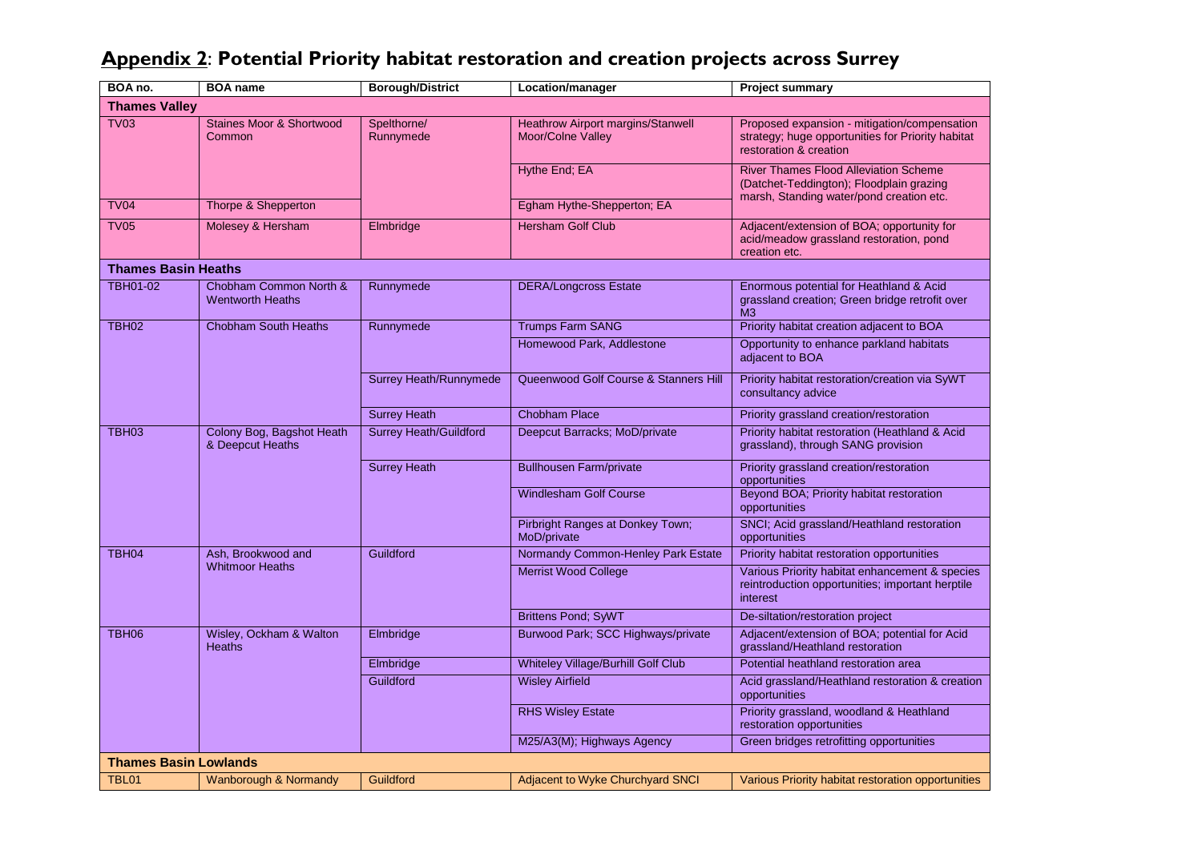# Appendix 2: Potential Priority habitat restoration and creation projects across Surrey

| BOA no. | BOA name | Borough/District | Location/manager | Project summary |
|---|---|---|---|---|
| **Thames Valley** | | | | |
| TV03 | Staines Moor & Shortwood Common | Spelthorne/ Runnymede | Heathrow Airport margins/Stanwell Moor/Colne Valley | Proposed expansion - mitigation/compensation strategy; huge opportunities for Priority habitat restoration & creation |
| | | | Hythe End; EA | River Thames Flood Alleviation Scheme (Datchet-Teddington); Floodplain grazing marsh, Standing water/pond creation etc. |
| TV04 | Thorpe & Shepperton | | Egham Hythe-Shepperton; EA | |
| TV05 | Molesey & Hersham | Elmbridge | Hersham Golf Club | Adjacent/extension of BOA; opportunity for acid/meadow grassland restoration, pond creation etc. |
| **Thames Basin Heaths** | | | | |
| TBH01-02 | Chobham Common North & Wentworth Heaths | Runnymede | DERA/Longcross Estate | Enormous potential for Heathland & Acid grassland creation; Green bridge retrofit over M3 |
| TBH02 | Chobham South Heaths | Runnymede | Trumps Farm SANG | Priority habitat creation adjacent to BOA |
| | | | Homewood Park, Addlestone | Opportunity to enhance parkland habitats adjacent to BOA |
| | | Surrey Heath/Runnymede | Queenwood Golf Course & Stanners Hill | Priority habitat restoration/creation via SyWT consultancy advice |
| | | Surrey Heath | Chobham Place | Priority grassland creation/restoration |
| TBH03 | Colony Bog, Bagshot Heath & Deepcut Heaths | Surrey Heath/Guildford | Deepcut Barracks; MoD/private | Priority habitat restoration (Heathland & Acid grassland), through SANG provision |
| | | Surrey Heath | Bullhousen Farm/private | Priority grassland creation/restoration opportunities |
| | | | Windlesham Golf Course | Beyond BOA; Priority habitat restoration opportunities |
| | | | Pirbright Ranges at Donkey Town; MoD/private | SNCI; Acid grassland/Heathland restoration opportunities |
| TBH04 | Ash, Brookwood and Whitmoor Heaths | Guildford | Normandy Common-Henley Park Estate | Priority habitat restoration opportunities |
| | | | Merrist Wood College | Various Priority habitat enhancement & species reintroduction opportunities; important herptile interest |
| | | | Brittens Pond; SyWT | De-siltation/restoration project |
| TBH06 | Wisley, Ockham & Walton Heaths | Elmbridge | Burwood Park; SCC Highways/private | Adjacent/extension of BOA; potential for Acid grassland/Heathland restoration |
| | | Elmbridge | Whiteley Village/Burhill Golf Club | Potential heathland restoration area |
| | | Guildford | Wisley Airfield | Acid grassland/Heathland restoration & creation opportunities |
| | | | RHS Wisley Estate | Priority grassland, woodland & Heathland restoration opportunities |
| | | | M25/A3(M); Highways Agency | Green bridges retrofitting opportunities |
| **Thames Basin Lowlands** | | | | |
| TBL01 | Wanborough & Normandy | Guildford | Adjacent to Wyke Churchyard SNCI | Various Priority habitat restoration opportunities |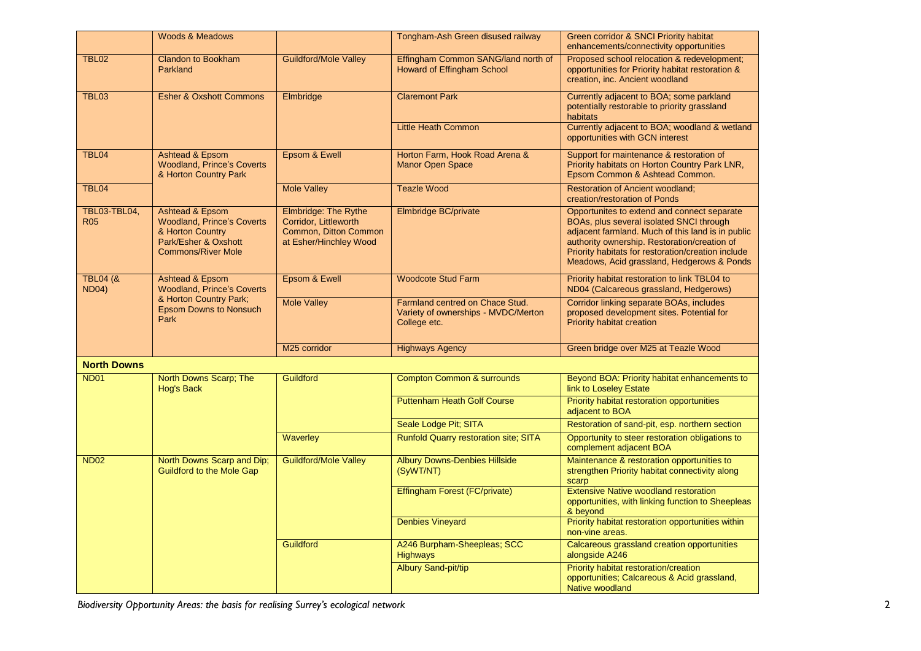| | | | | |
|---|---|---|---|---|
| | Woods & Meadows | | Tongham-Ash Green disused railway | Green corridor & SNCI Priority habitat enhancements/connectivity opportunities |
| TBL02 | Clandon to Bookham Parkland | Guildford/Mole Valley | Effingham Common SANG/land north of Howard of Effingham School | Proposed school relocation & redevelopment; opportunities for Priority habitat restoration & creation, inc. Ancient woodland |
| TBL03 | Esher & Oxshott Commons | Elmbridge | Claremont Park | Currently adjacent to BOA; some parkland potentially restorable to priority grassland habitats |
| | | | Little Heath Common | Currently adjacent to BOA; woodland & wetland opportunities with GCN interest |
| TBL04 | Ashtead & Epsom Woodland, Prince's Coverts & Horton Country Park | Epsom & Ewell | Horton Farm, Hook Road Arena & Manor Open Space | Support for maintenance & restoration of Priority habitats on Horton Country Park LNR, Epsom Common & Ashtead Common. |
| TBL04 | | Mole Valley | Teazle Wood | Restoration of Ancient woodland; creation/restoration of Ponds |
| TBL03-TBL04, R05 | Ashtead & Epsom Woodland, Prince's Coverts & Horton Country Park/Esher & Oxshott Commons/River Mole | Elmbridge: The Rythe Corridor, Littleworth Common, Ditton Common at Esher/Hinchley Wood | Elmbridge BC/private | Opportunites to extend and connect separate BOAs, plus several isolated SNCI through adjacent farmland. Much of this land is in public authority ownership. Restoration/creation of Priority habitats for restoration/creation include Meadows, Acid grassland, Hedgerows & Ponds |
| TBL04 (& ND04) | Ashtead & Epsom Woodland, Prince's Coverts & Horton Country Park; Epsom Downs to Nonsuch Park | Epsom & Ewell | Woodcote Stud Farm | Priority habitat restoration to link TBL04 to ND04 (Calcareous grassland, Hedgerows) |
| | | Mole Valley | Farmland centred on Chace Stud. Variety of ownerships - MVDC/Merton College etc. | Corridor linking separate BOAs, includes proposed development sites. Potential for Priority habitat creation |
| | | M25 corridor | Highways Agency | Green bridge over M25 at Teazle Wood |
| **North Downs** | | | | |
| ND01 | North Downs Scarp; The Hog's Back | Guildford | Compton Common & surrounds | Beyond BOA: Priority habitat enhancements to link to Loseley Estate |
| | | | Puttenham Heath Golf Course | Priority habitat restoration opportunities adjacent to BOA |
| | | | Seale Lodge Pit; SITA | Restoration of sand-pit, esp. northern section |
| | | Waverley | Runfold Quarry restoration site; SITA | Opportunity to steer restoration obligations to complement adjacent BOA |
| ND02 | North Downs Scarp and Dip; Guildford to the Mole Gap | Guildford/Mole Valley | Albury Downs-Denbies Hillside (SyWT/NT) | Maintenance & restoration opportunities to strengthen Priority habitat connectivity along scarp |
| | | | Effingham Forest (FC/private) | Extensive Native woodland restoration opportunities, with linking function to Sheepleas & beyond |
| | | | Denbies Vineyard | Priority habitat restoration opportunities within non-vine areas. |
| | | Guildford | A246 Burpham-Sheepleas; SCC Highways | Calcareous grassland creation opportunities alongside A246 |
| | | | Albury Sand-pit/tip | Priority habitat restoration/creation opportunities; Calcareous & Acid grassland, Native woodland |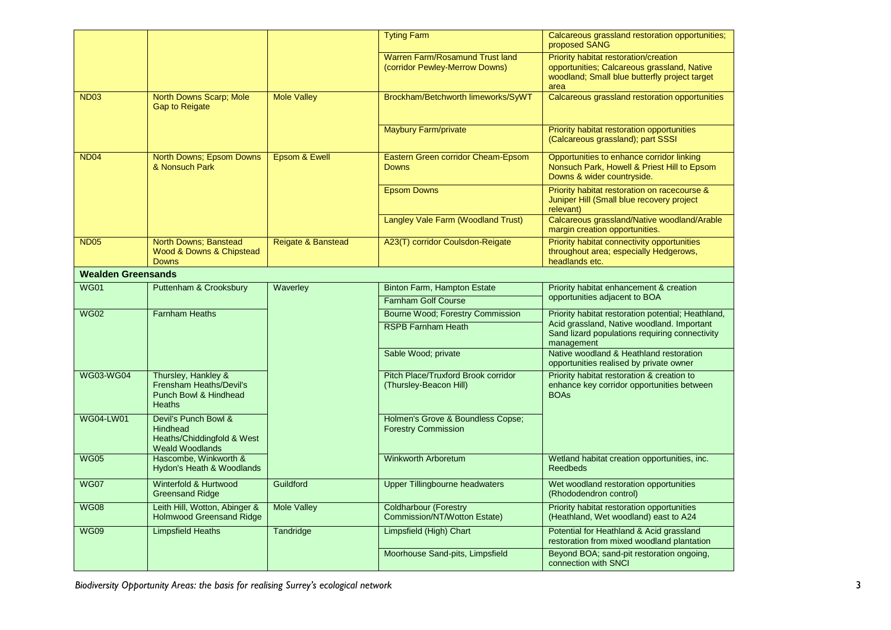| | | | | |
|---|---|---|---|---|
| | | | Tyting Farm | Calcareous grassland restoration opportunities; proposed SANG |
| | | | Warren Farm/Rosamund Trust land (corridor Pewley-Merrow Downs) | Priority habitat restoration/creation opportunities; Calcareous grassland, Native woodland; Small blue butterfly project target area |
| ND03 | North Downs Scarp; Mole Gap to Reigate | Mole Valley | Brockham/Betchworth limeworks/SyWT | Calcareous grassland restoration opportunities |
| | | | Maybury Farm/private | Priority habitat restoration opportunities (Calcareous grassland); part SSSI |
| ND04 | North Downs; Epsom Downs & Nonsuch Park | Epsom & Ewell | Eastern Green corridor Cheam-Epsom Downs | Opportunities to enhance corridor linking Nonsuch Park, Howell & Priest Hill to Epsom Downs & wider countryside. |
| | | | Epsom Downs | Priority habitat restoration on racecourse & Juniper Hill (Small blue recovery project relevant) |
| | | | Langley Vale Farm (Woodland Trust) | Calcareous grassland/Native woodland/Arable margin creation opportunities. |
| ND05 | North Downs; Banstead Wood & Downs & Chipstead Downs | Reigate & Banstead | A23(T) corridor Coulsdon-Reigate | Priority habitat connectivity opportunities throughout area; especially Hedgerows, headlands etc. |
| **Wealden Greensands** | | | | |
| WG01 | Puttenham & Crooksbury | Waverley | Binton Farm, Hampton Estate | Priority habitat enhancement & creation opportunities adjacent to BOA |
| | | | Farnham Golf Course | |
| WG02 | Farnham Heaths | | Bourne Wood; Forestry Commission | Priority habitat restoration potential; Heathland, Acid grassland, Native woodland. Important Sand lizard populations requiring connectivity management |
| | | | RSPB Farnham Heath | |
| | | | Sable Wood; private | Native woodland & Heathland restoration opportunities realised by private owner |
| WG03-WG04 | Thursley, Hankley & Frensham Heaths/Devil's Punch Bowl & Hindhead Heaths | | Pitch Place/Truxford Brook corridor (Thursley-Beacon Hill) | Priority habitat restoration & creation to enhance key corridor opportunities between BOAs |
| WG04-LW01 | Devil's Punch Bowl & Hindhead Heaths/Chiddingfold & West Weald Woodlands | | Holmen's Grove & Boundless Copse; Forestry Commission | |
| WG05 | Hascombe, Winkworth & Hydon's Heath & Woodlands | | Winkworth Arboretum | Wetland habitat creation opportunities, inc. Reedbeds |
| WG07 | Winterfold & Hurtwood Greensand Ridge | Guildford | Upper Tillingbourne headwaters | Wet woodland restoration opportunities (Rhododendron control) |
| WG08 | Leith Hill, Wotton, Abinger & Holmwood Greensand Ridge | Mole Valley | Coldharbour (Forestry Commission/NT/Wotton Estate) | Priority habitat restoration opportunities (Heathland, Wet woodland) east to A24 |
| WG09 | Limpsfield Heaths | Tandridge | Limpsfield (High) Chart | Potential for Heathland & Acid grassland restoration from mixed woodland plantation |
| | | | Moorhouse Sand-pits, Limpsfield | Beyond BOA; sand-pit restoration ongoing, connection with SNCI |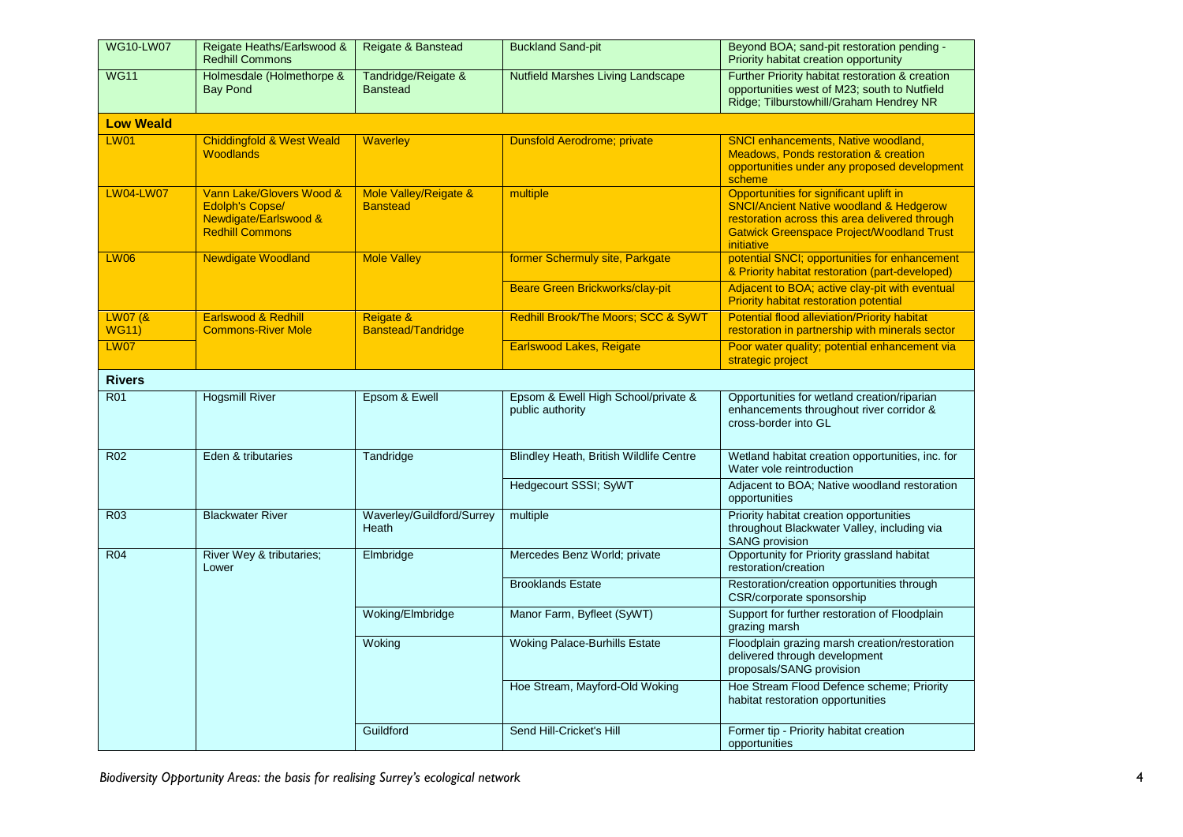| | | | | |
|---|---|---|---|---|
| WG10-LW07 | Reigate Heaths/Earlswood & Redhill Commons | Reigate & Banstead | Buckland Sand-pit | Beyond BOA; sand-pit restoration pending - Priority habitat creation opportunity |
| WG11 | Holmesdale (Holmethorpe & Bay Pond | Tandridge/Reigate & Banstead | Nutfield Marshes Living Landscape | Further Priority habitat restoration & creation opportunities west of M23; south to Nutfield Ridge; Tilburstowhill/Graham Hendrey NR |
| **Low Weald** | | | | |
| LW01 | Chiddingfold & West Weald Woodlands | Waverley | Dunsfold Aerodrome; private | SNCI enhancements, Native woodland, Meadows, Ponds restoration & creation opportunities under any proposed development scheme |
| LW04-LW07 | Vann Lake/Glovers Wood & Edolph's Copse/ Newdigate/Earlswood & Redhill Commons | Mole Valley/Reigate & Banstead | multiple | Opportunities for significant uplift in SNCI/Ancient Native woodland & Hedgerow restoration across this area delivered through Gatwick Greenspace Project/Woodland Trust initiative |
| LW06 | Newdigate Woodland | Mole Valley | former Schermuly site, Parkgate | potential SNCI; opportunities for enhancement & Priority habitat restoration (part-developed) |
| | | | Beare Green Brickworks/clay-pit | Adjacent to BOA; active clay-pit with eventual Priority habitat restoration potential |
| LW07 (& WG11) | Earlswood & Redhill Commons-River Mole | Reigate & Banstead/Tandridge | Redhill Brook/The Moors; SCC & SyWT | Potential flood alleviation/Priority habitat restoration in partnership with minerals sector |
| LW07 | | | Earlswood Lakes, Reigate | Poor water quality; potential enhancement via strategic project |
| **Rivers** | | | | |
| R01 | Hogsmill River | Epsom & Ewell | Epsom & Ewell High School/private & public authority | Opportunities for wetland creation/riparian enhancements throughout river corridor & cross-border into GL |
| R02 | Eden & tributaries | Tandridge | Blindley Heath, British Wildlife Centre | Wetland habitat creation opportunities, inc. for Water vole reintroduction |
| | | | Hedgecourt SSSI; SyWT | Adjacent to BOA; Native woodland restoration opportunities |
| R03 | Blackwater River | Waverley/Guildford/Surrey Heath | multiple | Priority habitat creation opportunities throughout Blackwater Valley, including via SANG provision |
| R04 | River Wey & tributaries; Lower | Elmbridge | Mercedes Benz World; private | Opportunity for Priority grassland habitat restoration/creation |
| | | | Brooklands Estate | Restoration/creation opportunities through CSR/corporate sponsorship |
| | | Woking/Elmbridge | Manor Farm, Byfleet (SyWT) | Support for further restoration of Floodplain grazing marsh |
| | | Woking | Woking Palace-Burhills Estate | Floodplain grazing marsh creation/restoration delivered through development proposals/SANG provision |
| | | | Hoe Stream, Mayford-Old Woking | Hoe Stream Flood Defence scheme; Priority habitat restoration opportunities |
| | | Guildford | Send Hill-Cricket's Hill | Former tip - Priority habitat creation opportunities |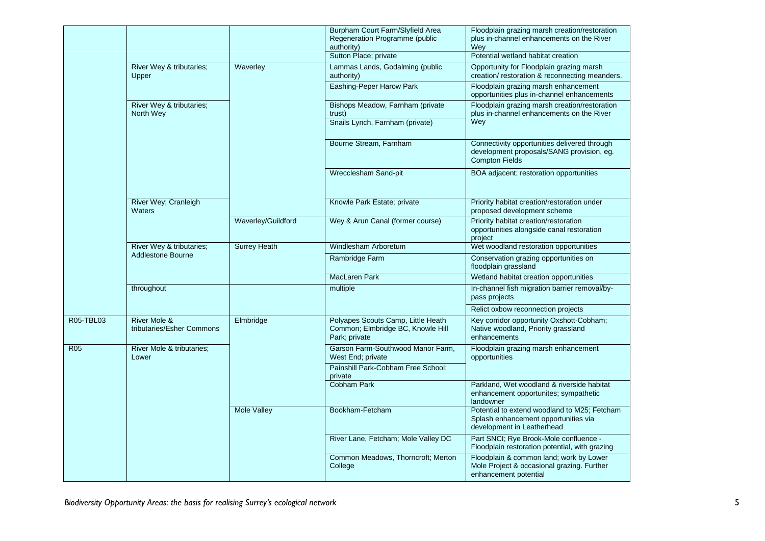| | | | | |
|---|---|---|---|---|
| | | | Burpham Court Farm/Slyfield Area Regeneration Programme (public authority) | Floodplain grazing marsh creation/restoration plus in-channel enhancements on the River Wey |
| | | | Sutton Place; private | Potential wetland habitat creation |
| | River Wey & tributaries; Upper | Waverley | Lammas Lands, Godalming (public authority) | Opportunity for Floodplain grazing marsh creation/ restoration & reconnecting meanders. |
| | | | Eashing-Peper Harow Park | Floodplain grazing marsh enhancement opportunities plus in-channel enhancements |
| | River Wey & tributaries; North Wey | | Bishops Meadow, Farnham (private trust) | Floodplain grazing marsh creation/restoration plus in-channel enhancements on the River Wey |
| | | | Snails Lynch, Farnham (private) | |
| | | | Bourne Stream, Farnham | Connectivity opportunities delivered through development proposals/SANG provision, eg. Compton Fields |
| | | | Wrecclesham Sand-pit | BOA adjacent; restoration opportunities |
| | River Wey; Cranleigh Waters | | Knowle Park Estate; private | Priority habitat creation/restoration under proposed development scheme |
| | | Waverley/Guildford | Wey & Arun Canal (former course) | Priority habitat creation/restoration opportunities alongside canal restoration project |
| | River Wey & tributaries; Addlestone Bourne | Surrey Heath | Windlesham Arboretum | Wet woodland restoration opportunities |
| | | | Rambridge Farm | Conservation grazing opportunities on floodplain grassland |
| | | | MacLaren Park | Wetland habitat creation opportunities |
| | throughout | | multiple | In-channel fish migration barrier removal/by-pass projects |
| | | | | Relict oxbow reconnection projects |
| R05-TBL03 | River Mole & tributaries/Esher Commons | Elmbridge | Polyapes Scouts Camp, Little Heath Common; Elmbridge BC, Knowle Hill Park; private | Key corridor opportunity Oxshott-Cobham; Native woodland, Priority grassland enhancements |
| R05 | River Mole & tributaries; Lower | | Garson Farm-Southwood Manor Farm, West End; private | Floodplain grazing marsh enhancement opportunities |
| | | | Painshill Park-Cobham Free School; private | |
| | | | Cobham Park | Parkland, Wet woodland & riverside habitat enhancement opportunites; sympathetic landowner |
| | | Mole Valley | Bookham-Fetcham | Potential to extend woodland to M25; Fetcham Splash enhancement opportunities via development in Leatherhead |
| | | | River Lane, Fetcham; Mole Valley DC | Part SNCI; Rye Brook-Mole confluence - Floodplain restoration potential, with grazing |
| | | | Common Meadows, Thorncroft; Merton College | Floodplain & common land; work by Lower Mole Project & occasional grazing. Further enhancement potential |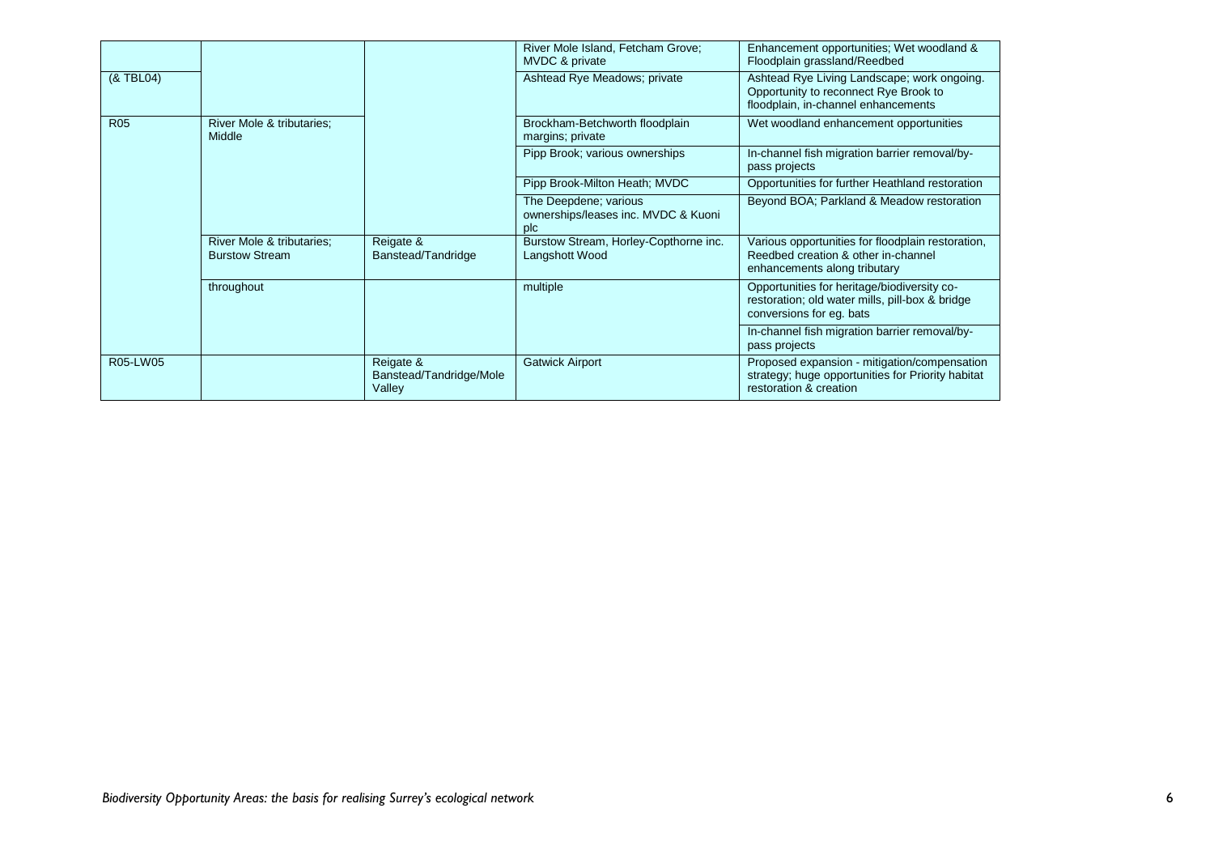| | | | | |
|---|---|---|---|---|
| | | | River Mole Island, Fetcham Grove; MVDC & private | Enhancement opportunities; Wet woodland & Floodplain grassland/Reedbed |
| (& TBL04) | | | Ashtead Rye Meadows; private | Ashtead Rye Living Landscape; work ongoing. Opportunity to reconnect Rye Brook to floodplain, in-channel enhancements |
| R05 | River Mole & tributaries; Middle | | Brockham-Betchworth floodplain margins; private | Wet woodland enhancement opportunities |
| | | | Pipp Brook; various ownerships | In-channel fish migration barrier removal/by-pass projects |
| | | | Pipp Brook-Milton Heath; MVDC | Opportunities for further Heathland restoration |
| | | | The Deepdene; various ownerships/leases inc. MVDC & Kuoni plc | Beyond BOA; Parkland & Meadow restoration |
| | River Mole & tributaries; Burstow Stream | Reigate & Banstead/Tandridge | Burstow Stream, Horley-Copthorne inc. Langshott Wood | Various opportunities for floodplain restoration, Reedbed creation & other in-channel enhancements along tributary |
| | throughout | | multiple | Opportunities for heritage/biodiversity co-restoration; old water mills, pill-box & bridge conversions for eg. bats |
| | | | | In-channel fish migration barrier removal/by-pass projects |
| R05-LW05 | | Reigate & Banstead/Tandridge/Mole Valley | Gatwick Airport | Proposed expansion - mitigation/compensation strategy; huge opportunities for Priority habitat restoration & creation |